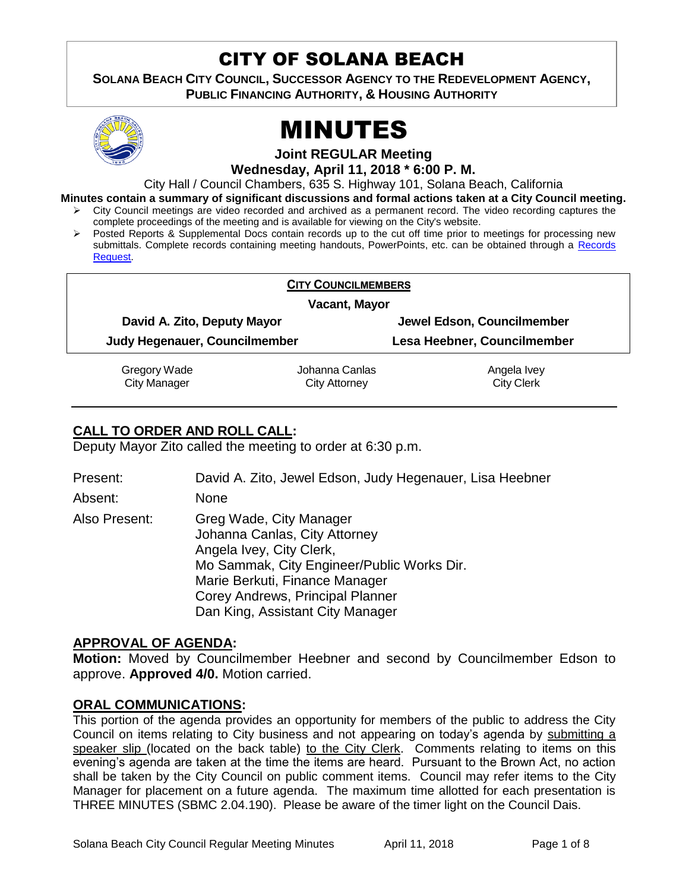# CITY OF SOLANA BEACH

**SOLANA BEACH CITY COUNCIL, SUCCESSOR AGENCY TO THE REDEVELOPMENT AGENCY, PUBLIC FINANCING AUTHORITY, & HOUSING AUTHORITY**

# MINUTES

**Joint REGULAR Meeting**

**Wednesday, April 11, 2018 * 6:00 P. M.**

City Hall / Council Chambers, 635 S. Highway 101, Solana Beach, California

**Minutes contain a summary of significant discussions and formal actions taken at a City Council meeting.**

- City Council meetings are video recorded and archived as a permanent record. The video recording captures the complete proceedings of the meeting and is available for viewing on the City's website.
- Posted Reports & Supplemental Docs contain records up to the cut off time prior to meetings for processing new submittals. Complete records containing meeting handouts, PowerPoints, etc. can be obtained through a Records Request.

**CITY COUNCILMEMBERS**

**Vacant, Mayor**

| | |
|---|---|
| **David A. Zito, Deputy Mayor** | **Jewel Edson, Councilmember** |
| **Judy Hegenauer, Councilmember** | **Lesa Heebner, Councilmember** |

| | | |
|---|---|---|
| Gregory Wade<br>City Manager | Johanna Canlas<br>City Attorney | Angela Ivey<br>City Clerk |

## CALL TO ORDER AND ROLL CALL:

Deputy Mayor Zito called the meeting to order at 6:30 p.m.

Present: David A. Zito, Jewel Edson, Judy Hegenauer, Lisa Heebner

Absent: None

Also Present: Greg Wade, City Manager
Johanna Canlas, City Attorney
Angela Ivey, City Clerk,
Mo Sammak, City Engineer/Public Works Dir.
Marie Berkuti, Finance Manager
Corey Andrews, Principal Planner
Dan King, Assistant City Manager

## APPROVAL OF AGENDA:

**Motion:** Moved by Councilmember Heebner and second by Councilmember Edson to approve. **Approved 4/0.** Motion carried.

## ORAL COMMUNICATIONS:

This portion of the agenda provides an opportunity for members of the public to address the City Council on items relating to City business and not appearing on today's agenda by submitting a speaker slip (located on the back table) to the City Clerk. Comments relating to items on this evening's agenda are taken at the time the items are heard. Pursuant to the Brown Act, no action shall be taken by the City Council on public comment items. Council may refer items to the City Manager for placement on a future agenda. The maximum time allotted for each presentation is THREE MINUTES (SBMC 2.04.190). Please be aware of the timer light on the Council Dais.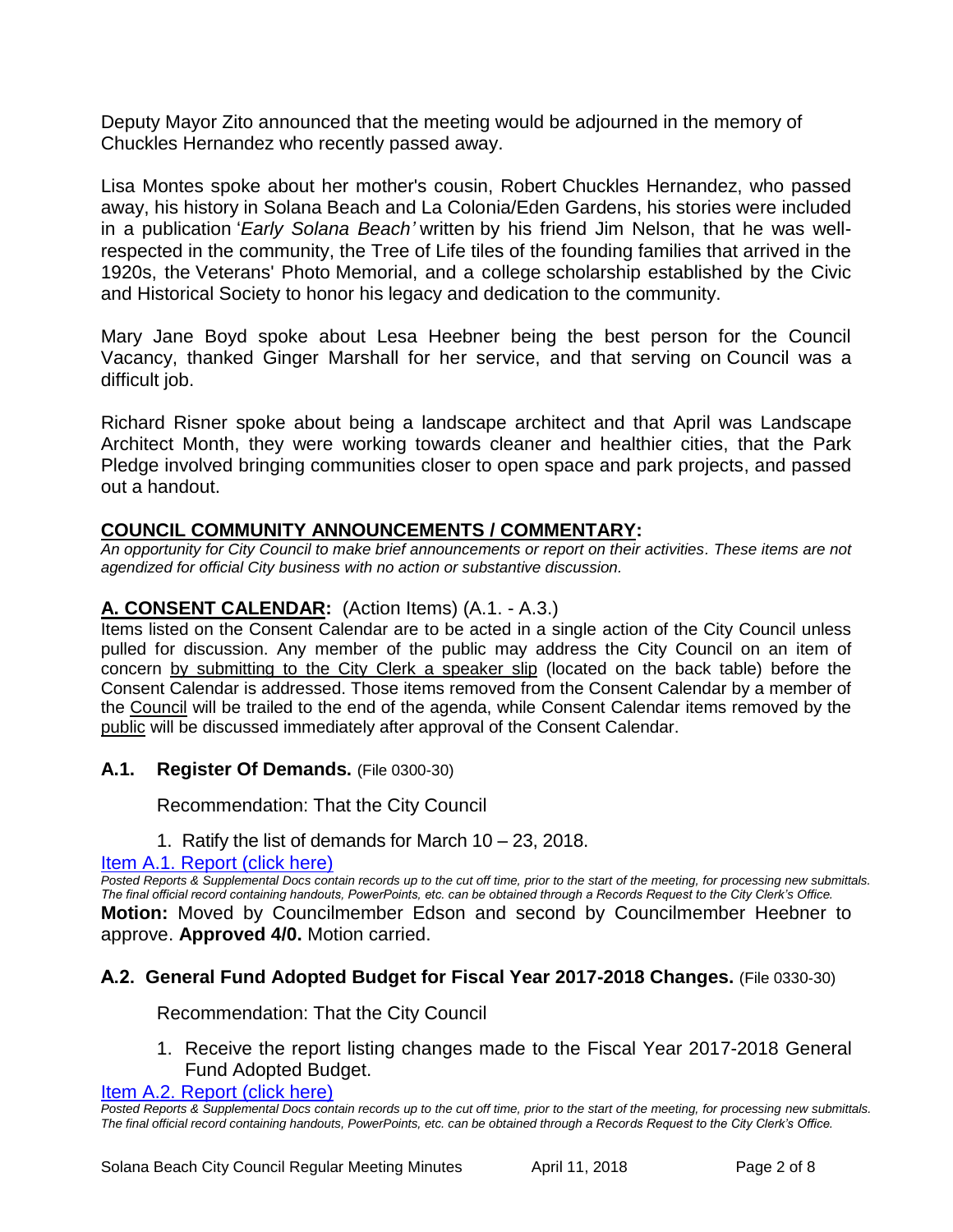Deputy Mayor Zito announced that the meeting would be adjourned in the memory of Chuckles Hernandez who recently passed away.

Lisa Montes spoke about her mother's cousin, Robert Chuckles Hernandez, who passed away, his history in Solana Beach and La Colonia/Eden Gardens, his stories were included in a publication '*Early Solana Beach'* written by his friend Jim Nelson, that he was well-respected in the community, the Tree of Life tiles of the founding families that arrived in the 1920s, the Veterans' Photo Memorial, and a college scholarship established by the Civic and Historical Society to honor his legacy and dedication to the community.

Mary Jane Boyd spoke about Lesa Heebner being the best person for the Council Vacancy, thanked Ginger Marshall for her service, and that serving on Council was a difficult job.

Richard Risner spoke about being a landscape architect and that April was Landscape Architect Month, they were working towards cleaner and healthier cities, that the Park Pledge involved bringing communities closer to open space and park projects, and passed out a handout.

## COUNCIL COMMUNITY ANNOUNCEMENTS / COMMENTARY:

*An opportunity for City Council to make brief announcements or report on their activities. These items are not agendized for official City business with no action or substantive discussion.*

## A. CONSENT CALENDAR: (Action Items) (A.1. - A.3.)

Items listed on the Consent Calendar are to be acted in a single action of the City Council unless pulled for discussion. Any member of the public may address the City Council on an item of concern by submitting to the City Clerk a speaker slip (located on the back table) before the Consent Calendar is addressed. Those items removed from the Consent Calendar by a member of the Council will be trailed to the end of the agenda, while Consent Calendar items removed by the public will be discussed immediately after approval of the Consent Calendar.

### A.1. Register Of Demands. (File 0300-30)

Recommendation: That the City Council

1. Ratify the list of demands for March 10 – 23, 2018.

Item A.1. Report (click here)

*Posted Reports & Supplemental Docs contain records up to the cut off time, prior to the start of the meeting, for processing new submittals. The final official record containing handouts, PowerPoints, etc. can be obtained through a Records Request to the City Clerk's Office.*

**Motion:** Moved by Councilmember Edson and second by Councilmember Heebner to approve. **Approved 4/0.** Motion carried.

### A.2. General Fund Adopted Budget for Fiscal Year 2017-2018 Changes. (File 0330-30)

Recommendation: That the City Council

1. Receive the report listing changes made to the Fiscal Year 2017-2018 General Fund Adopted Budget.

Item A.2. Report (click here)

*Posted Reports & Supplemental Docs contain records up to the cut off time, prior to the start of the meeting, for processing new submittals. The final official record containing handouts, PowerPoints, etc. can be obtained through a Records Request to the City Clerk's Office.*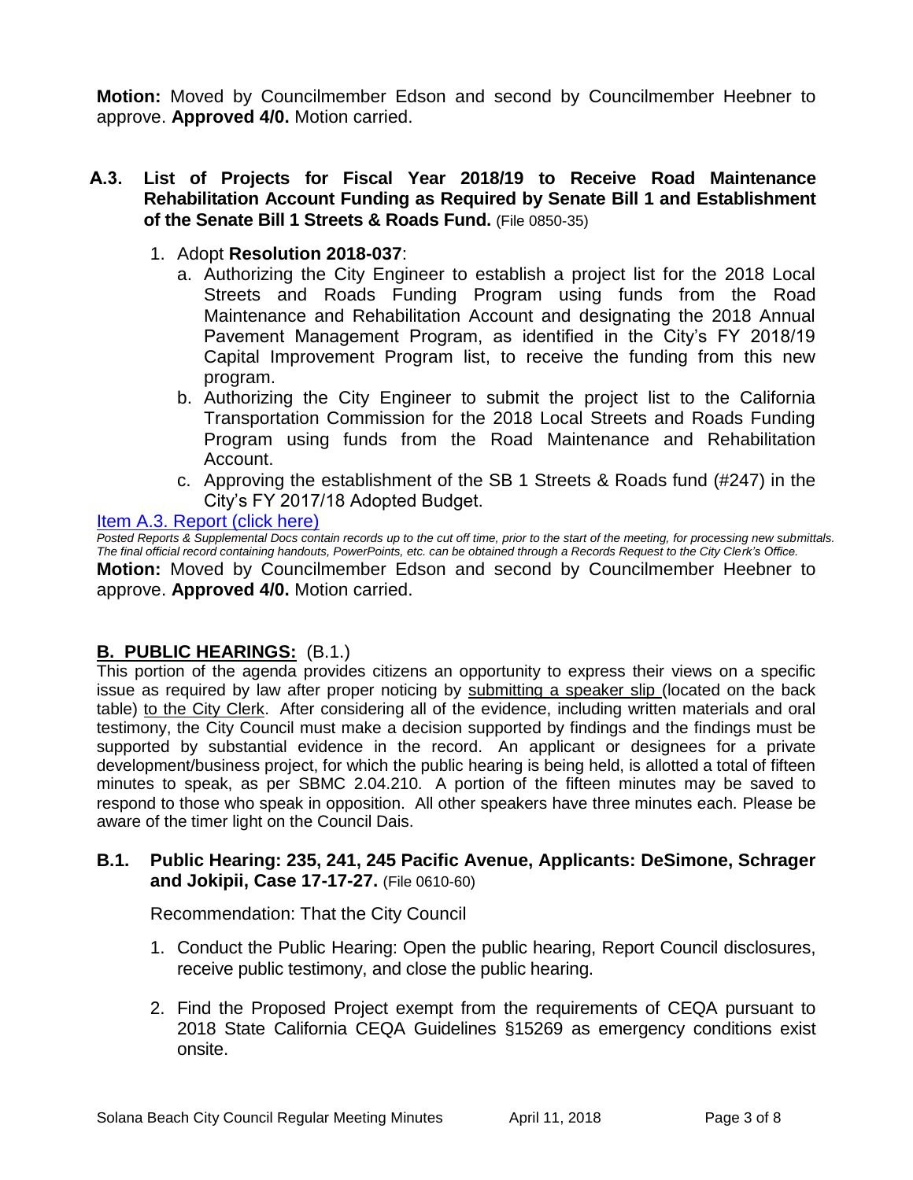**Motion:** Moved by Councilmember Edson and second by Councilmember Heebner to approve. **Approved 4/0.** Motion carried.

### A.3. List of Projects for Fiscal Year 2018/19 to Receive Road Maintenance Rehabilitation Account Funding as Required by Senate Bill 1 and Establishment of the Senate Bill 1 Streets & Roads Fund. (File 0850-35)

1. Adopt **Resolution 2018-037**:
   a. Authorizing the City Engineer to establish a project list for the 2018 Local Streets and Roads Funding Program using funds from the Road Maintenance and Rehabilitation Account and designating the 2018 Annual Pavement Management Program, as identified in the City's FY 2018/19 Capital Improvement Program list, to receive the funding from this new program.
   b. Authorizing the City Engineer to submit the project list to the California Transportation Commission for the 2018 Local Streets and Roads Funding Program using funds from the Road Maintenance and Rehabilitation Account.
   c. Approving the establishment of the SB 1 Streets & Roads fund (#247) in the City's FY 2017/18 Adopted Budget.

Item A.3. Report (click here)

*Posted Reports & Supplemental Docs contain records up to the cut off time, prior to the start of the meeting, for processing new submittals. The final official record containing handouts, PowerPoints, etc. can be obtained through a Records Request to the City Clerk's Office.*

**Motion:** Moved by Councilmember Edson and second by Councilmember Heebner to approve. **Approved 4/0.** Motion carried.

## B. PUBLIC HEARINGS: (B.1.)

This portion of the agenda provides citizens an opportunity to express their views on a specific issue as required by law after proper noticing by submitting a speaker slip (located on the back table) to the City Clerk. After considering all of the evidence, including written materials and oral testimony, the City Council must make a decision supported by findings and the findings must be supported by substantial evidence in the record. An applicant or designees for a private development/business project, for which the public hearing is being held, is allotted a total of fifteen minutes to speak, as per SBMC 2.04.210. A portion of the fifteen minutes may be saved to respond to those who speak in opposition. All other speakers have three minutes each. Please be aware of the timer light on the Council Dais.

### B.1. Public Hearing: 235, 241, 245 Pacific Avenue, Applicants: DeSimone, Schrager and Jokipii, Case 17-17-27. (File 0610-60)

Recommendation: That the City Council

1. Conduct the Public Hearing: Open the public hearing, Report Council disclosures, receive public testimony, and close the public hearing.

2. Find the Proposed Project exempt from the requirements of CEQA pursuant to 2018 State California CEQA Guidelines §15269 as emergency conditions exist onsite.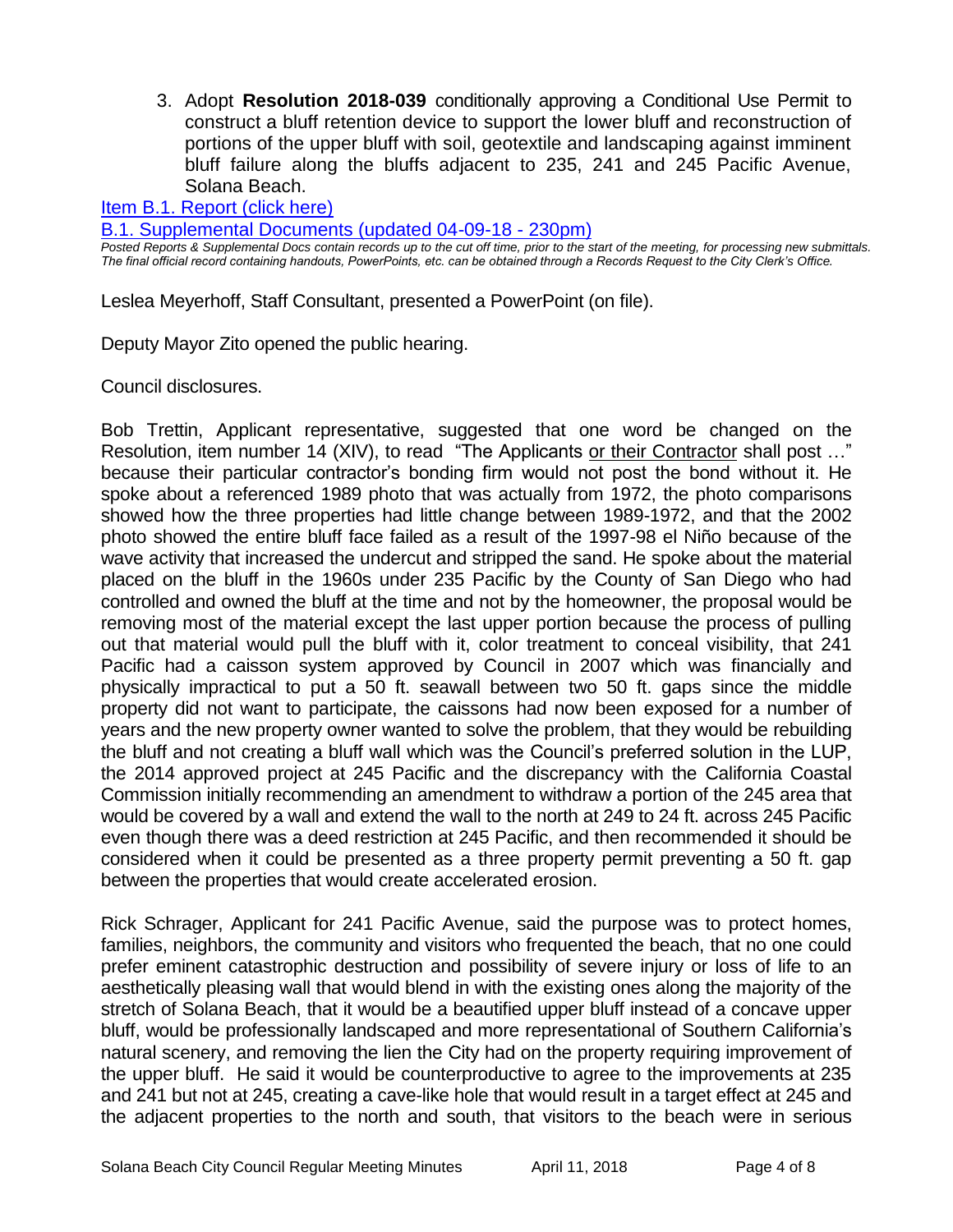3. Adopt **Resolution 2018-039** conditionally approving a Conditional Use Permit to construct a bluff retention device to support the lower bluff and reconstruction of portions of the upper bluff with soil, geotextile and landscaping against imminent bluff failure along the bluffs adjacent to 235, 241 and 245 Pacific Avenue, Solana Beach.

[Item B.1. Report (click here)]

[B.1. Supplemental Documents (updated 04-09-18 - 230pm)]

*Posted Reports & Supplemental Docs contain records up to the cut off time, prior to the start of the meeting, for processing new submittals. The final official record containing handouts, PowerPoints, etc. can be obtained through a Records Request to the City Clerk's Office.*

Leslea Meyerhoff, Staff Consultant, presented a PowerPoint (on file).

Deputy Mayor Zito opened the public hearing.

Council disclosures.

Bob Trettin, Applicant representative, suggested that one word be changed on the Resolution, item number 14 (XIV), to read "The Applicants <u>or their Contractor</u> shall post …" because their particular contractor's bonding firm would not post the bond without it. He spoke about a referenced 1989 photo that was actually from 1972, the photo comparisons showed how the three properties had little change between 1989-1972, and that the 2002 photo showed the entire bluff face failed as a result of the 1997-98 el Niño because of the wave activity that increased the undercut and stripped the sand. He spoke about the material placed on the bluff in the 1960s under 235 Pacific by the County of San Diego who had controlled and owned the bluff at the time and not by the homeowner, the proposal would be removing most of the material except the last upper portion because the process of pulling out that material would pull the bluff with it, color treatment to conceal visibility, that 241 Pacific had a caisson system approved by Council in 2007 which was financially and physically impractical to put a 50 ft. seawall between two 50 ft. gaps since the middle property did not want to participate, the caissons had now been exposed for a number of years and the new property owner wanted to solve the problem, that they would be rebuilding the bluff and not creating a bluff wall which was the Council's preferred solution in the LUP, the 2014 approved project at 245 Pacific and the discrepancy with the California Coastal Commission initially recommending an amendment to withdraw a portion of the 245 area that would be covered by a wall and extend the wall to the north at 249 to 24 ft. across 245 Pacific even though there was a deed restriction at 245 Pacific, and then recommended it should be considered when it could be presented as a three property permit preventing a 50 ft. gap between the properties that would create accelerated erosion.

Rick Schrager, Applicant for 241 Pacific Avenue, said the purpose was to protect homes, families, neighbors, the community and visitors who frequented the beach, that no one could prefer eminent catastrophic destruction and possibility of severe injury or loss of life to an aesthetically pleasing wall that would blend in with the existing ones along the majority of the stretch of Solana Beach, that it would be a beautified upper bluff instead of a concave upper bluff, would be professionally landscaped and more representational of Southern California's natural scenery, and removing the lien the City had on the property requiring improvement of the upper bluff. He said it would be counterproductive to agree to the improvements at 235 and 241 but not at 245, creating a cave-like hole that would result in a target effect at 245 and the adjacent properties to the north and south, that visitors to the beach were in serious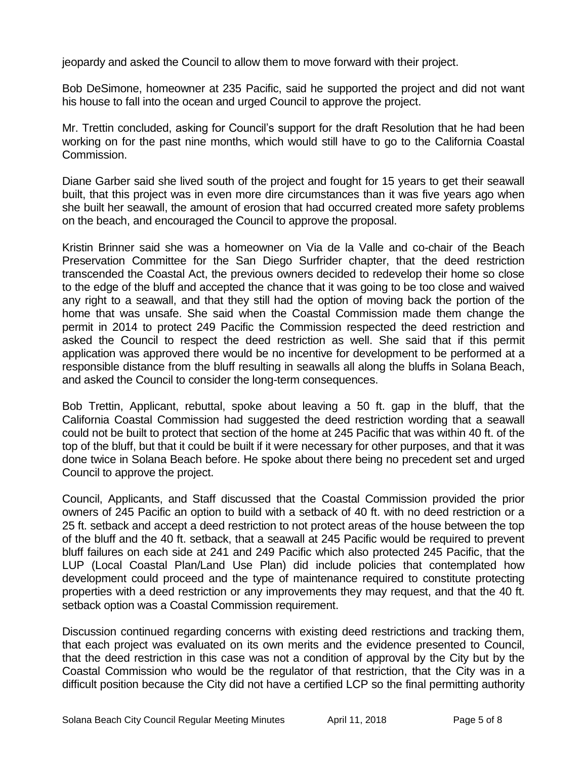jeopardy and asked the Council to allow them to move forward with their project.

Bob DeSimone, homeowner at 235 Pacific, said he supported the project and did not want his house to fall into the ocean and urged Council to approve the project.

Mr. Trettin concluded, asking for Council's support for the draft Resolution that he had been working on for the past nine months, which would still have to go to the California Coastal Commission.

Diane Garber said she lived south of the project and fought for 15 years to get their seawall built, that this project was in even more dire circumstances than it was five years ago when she built her seawall, the amount of erosion that had occurred created more safety problems on the beach, and encouraged the Council to approve the proposal.

Kristin Brinner said she was a homeowner on Via de la Valle and co-chair of the Beach Preservation Committee for the San Diego Surfrider chapter, that the deed restriction transcended the Coastal Act, the previous owners decided to redevelop their home so close to the edge of the bluff and accepted the chance that it was going to be too close and waived any right to a seawall, and that they still had the option of moving back the portion of the home that was unsafe. She said when the Coastal Commission made them change the permit in 2014 to protect 249 Pacific the Commission respected the deed restriction and asked the Council to respect the deed restriction as well. She said that if this permit application was approved there would be no incentive for development to be performed at a responsible distance from the bluff resulting in seawalls all along the bluffs in Solana Beach, and asked the Council to consider the long-term consequences.

Bob Trettin, Applicant, rebuttal, spoke about leaving a 50 ft. gap in the bluff, that the California Coastal Commission had suggested the deed restriction wording that a seawall could not be built to protect that section of the home at 245 Pacific that was within 40 ft. of the top of the bluff, but that it could be built if it were necessary for other purposes, and that it was done twice in Solana Beach before. He spoke about there being no precedent set and urged Council to approve the project.

Council, Applicants, and Staff discussed that the Coastal Commission provided the prior owners of 245 Pacific an option to build with a setback of 40 ft. with no deed restriction or a 25 ft. setback and accept a deed restriction to not protect areas of the house between the top of the bluff and the 40 ft. setback, that a seawall at 245 Pacific would be required to prevent bluff failures on each side at 241 and 249 Pacific which also protected 245 Pacific, that the LUP (Local Coastal Plan/Land Use Plan) did include policies that contemplated how development could proceed and the type of maintenance required to constitute protecting properties with a deed restriction or any improvements they may request, and that the 40 ft. setback option was a Coastal Commission requirement.

Discussion continued regarding concerns with existing deed restrictions and tracking them, that each project was evaluated on its own merits and the evidence presented to Council, that the deed restriction in this case was not a condition of approval by the City but by the Coastal Commission who would be the regulator of that restriction, that the City was in a difficult position because the City did not have a certified LCP so the final permitting authority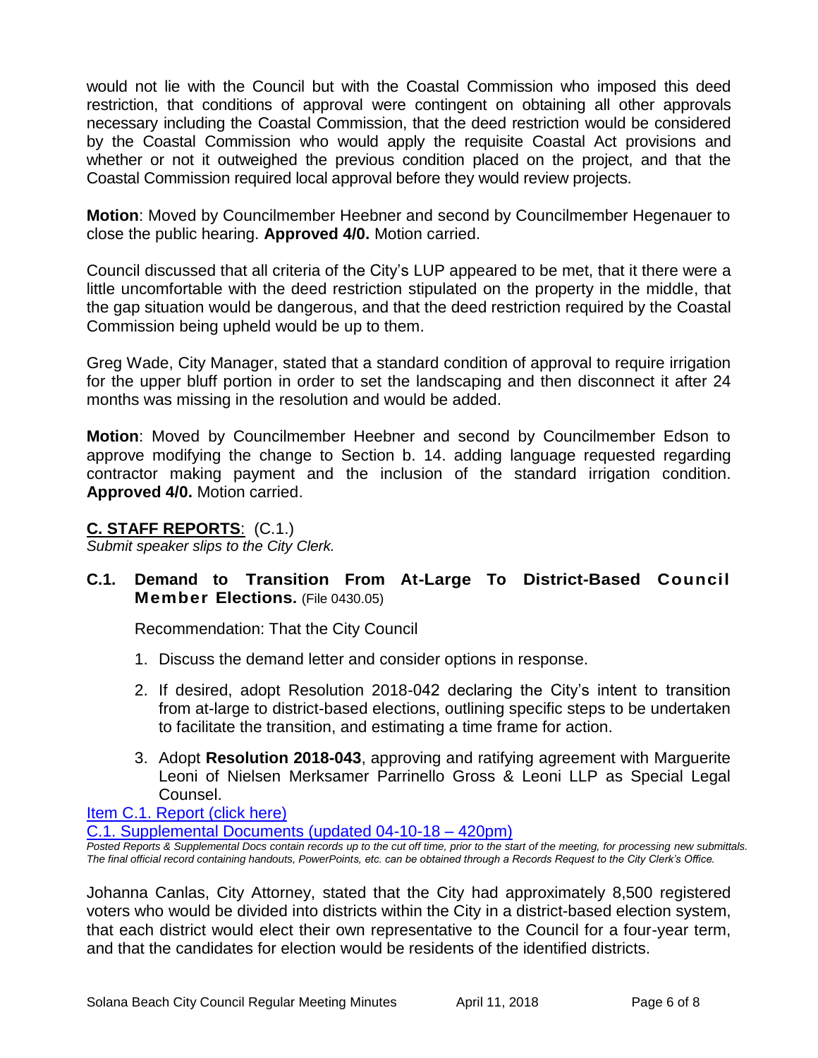would not lie with the Council but with the Coastal Commission who imposed this deed restriction, that conditions of approval were contingent on obtaining all other approvals necessary including the Coastal Commission, that the deed restriction would be considered by the Coastal Commission who would apply the requisite Coastal Act provisions and whether or not it outweighed the previous condition placed on the project, and that the Coastal Commission required local approval before they would review projects.

**Motion**: Moved by Councilmember Heebner and second by Councilmember Hegenauer to close the public hearing. **Approved 4/0.** Motion carried.

Council discussed that all criteria of the City's LUP appeared to be met, that it there were a little uncomfortable with the deed restriction stipulated on the property in the middle, that the gap situation would be dangerous, and that the deed restriction required by the Coastal Commission being upheld would be up to them.

Greg Wade, City Manager, stated that a standard condition of approval to require irrigation for the upper bluff portion in order to set the landscaping and then disconnect it after 24 months was missing in the resolution and would be added.

**Motion**: Moved by Councilmember Heebner and second by Councilmember Edson to approve modifying the change to Section b. 14. adding language requested regarding contractor making payment and the inclusion of the standard irrigation condition. **Approved 4/0.** Motion carried.

## C. STAFF REPORTS: (C.1.)

*Submit speaker slips to the City Clerk.*

### C.1. Demand to Transition From At-Large To District-Based Council Member Elections. (File 0430.05)

Recommendation: That the City Council

1. Discuss the demand letter and consider options in response.
2. If desired, adopt Resolution 2018-042 declaring the City's intent to transition from at-large to district-based elections, outlining specific steps to be undertaken to facilitate the transition, and estimating a time frame for action.
3. Adopt **Resolution 2018-043**, approving and ratifying agreement with Marguerite Leoni of Nielsen Merksamer Parrinello Gross & Leoni LLP as Special Legal Counsel.

[Item C.1. Report (click here)](#)

[C.1. Supplemental Documents (updated 04-10-18 – 420pm)](#)

*Posted Reports & Supplemental Docs contain records up to the cut off time, prior to the start of the meeting, for processing new submittals. The final official record containing handouts, PowerPoints, etc. can be obtained through a Records Request to the City Clerk's Office.*

Johanna Canlas, City Attorney, stated that the City had approximately 8,500 registered voters who would be divided into districts within the City in a district-based election system, that each district would elect their own representative to the Council for a four-year term, and that the candidates for election would be residents of the identified districts.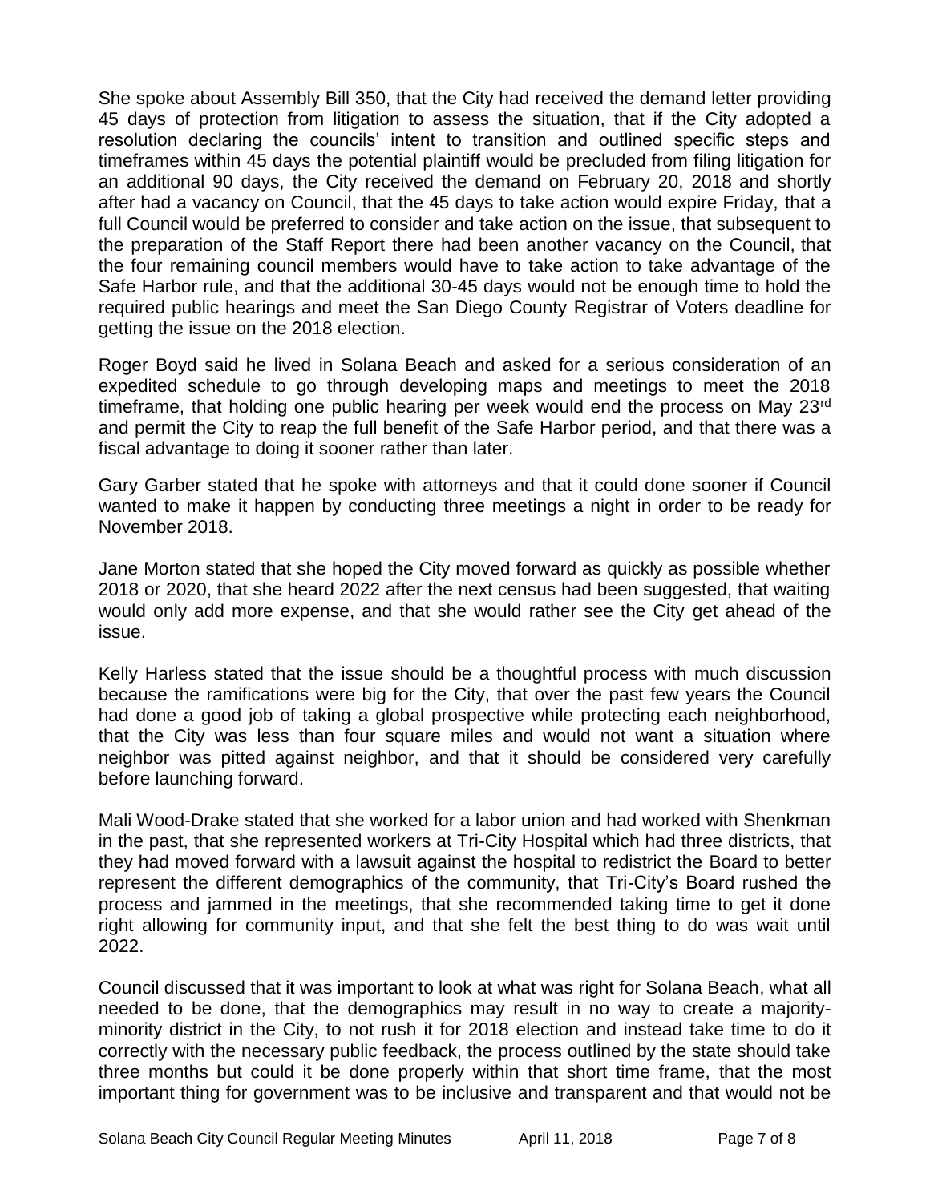She spoke about Assembly Bill 350, that the City had received the demand letter providing 45 days of protection from litigation to assess the situation, that if the City adopted a resolution declaring the councils' intent to transition and outlined specific steps and timeframes within 45 days the potential plaintiff would be precluded from filing litigation for an additional 90 days, the City received the demand on February 20, 2018 and shortly after had a vacancy on Council, that the 45 days to take action would expire Friday, that a full Council would be preferred to consider and take action on the issue, that subsequent to the preparation of the Staff Report there had been another vacancy on the Council, that the four remaining council members would have to take action to take advantage of the Safe Harbor rule, and that the additional 30-45 days would not be enough time to hold the required public hearings and meet the San Diego County Registrar of Voters deadline for getting the issue on the 2018 election.

Roger Boyd said he lived in Solana Beach and asked for a serious consideration of an expedited schedule to go through developing maps and meetings to meet the 2018 timeframe, that holding one public hearing per week would end the process on May 23rd and permit the City to reap the full benefit of the Safe Harbor period, and that there was a fiscal advantage to doing it sooner rather than later.

Gary Garber stated that he spoke with attorneys and that it could done sooner if Council wanted to make it happen by conducting three meetings a night in order to be ready for November 2018.

Jane Morton stated that she hoped the City moved forward as quickly as possible whether 2018 or 2020, that she heard 2022 after the next census had been suggested, that waiting would only add more expense, and that she would rather see the City get ahead of the issue.

Kelly Harless stated that the issue should be a thoughtful process with much discussion because the ramifications were big for the City, that over the past few years the Council had done a good job of taking a global prospective while protecting each neighborhood, that the City was less than four square miles and would not want a situation where neighbor was pitted against neighbor, and that it should be considered very carefully before launching forward.

Mali Wood-Drake stated that she worked for a labor union and had worked with Shenkman in the past, that she represented workers at Tri-City Hospital which had three districts, that they had moved forward with a lawsuit against the hospital to redistrict the Board to better represent the different demographics of the community, that Tri-City's Board rushed the process and jammed in the meetings, that she recommended taking time to get it done right allowing for community input, and that she felt the best thing to do was wait until 2022.

Council discussed that it was important to look at what was right for Solana Beach, what all needed to be done, that the demographics may result in no way to create a majority-minority district in the City, to not rush it for 2018 election and instead take time to do it correctly with the necessary public feedback, the process outlined by the state should take three months but could it be done properly within that short time frame, that the most important thing for government was to be inclusive and transparent and that would not be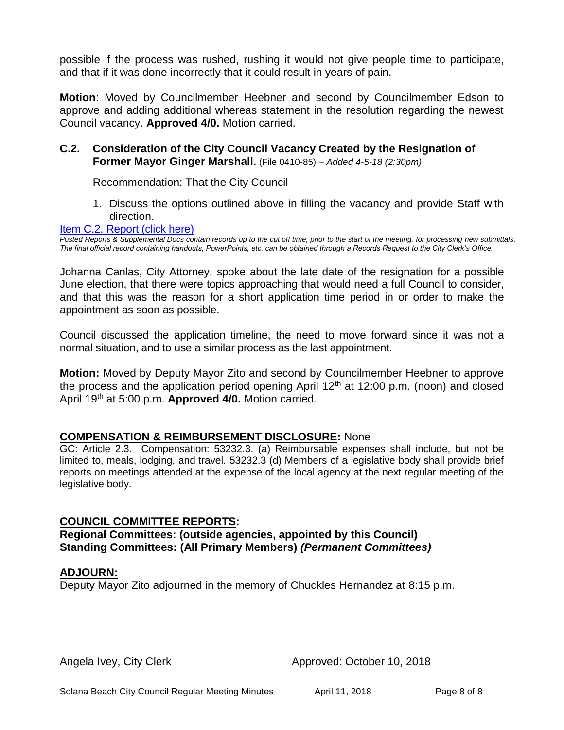possible if the process was rushed, rushing it would not give people time to participate, and that if it was done incorrectly that it could result in years of pain.

**Motion**: Moved by Councilmember Heebner and second by Councilmember Edson to approve and adding additional whereas statement in the resolution regarding the newest Council vacancy. **Approved 4/0.** Motion carried.

### C.2. Consideration of the City Council Vacancy Created by the Resignation of Former Mayor Ginger Marshall. (File 0410-85) – *Added 4-5-18 (2:30pm)*

Recommendation: That the City Council

1. Discuss the options outlined above in filling the vacancy and provide Staff with direction.

[Item C.2. Report (click here)]

*Posted Reports & Supplemental Docs contain records up to the cut off time, prior to the start of the meeting, for processing new submittals. The final official record containing handouts, PowerPoints, etc. can be obtained through a Records Request to the City Clerk's Office.*

Johanna Canlas, City Attorney, spoke about the late date of the resignation for a possible June election, that there were topics approaching that would need a full Council to consider, and that this was the reason for a short application time period in or order to make the appointment as soon as possible.

Council discussed the application timeline, the need to move forward since it was not a normal situation, and to use a similar process as the last appointment.

**Motion:** Moved by Deputy Mayor Zito and second by Councilmember Heebner to approve the process and the application period opening April 12th at 12:00 p.m. (noon) and closed April 19th at 5:00 p.m. **Approved 4/0.** Motion carried.

## COMPENSATION & REIMBURSEMENT DISCLOSURE: None

GC: Article 2.3. Compensation: 53232.3. (a) Reimbursable expenses shall include, but not be limited to, meals, lodging, and travel. 53232.3 (d) Members of a legislative body shall provide brief reports on meetings attended at the expense of the local agency at the next regular meeting of the legislative body.

## COUNCIL COMMITTEE REPORTS:

**Regional Committees: (outside agencies, appointed by this Council)**
**Standing Committees: (All Primary Members) *(Permanent Committees)***

## ADJOURN:

Deputy Mayor Zito adjourned in the memory of Chuckles Hernandez at 8:15 p.m.

Angela Ivey, City Clerk &nbsp;&nbsp;&nbsp;&nbsp;&nbsp;&nbsp;&nbsp;&nbsp; Approved: October 10, 2018